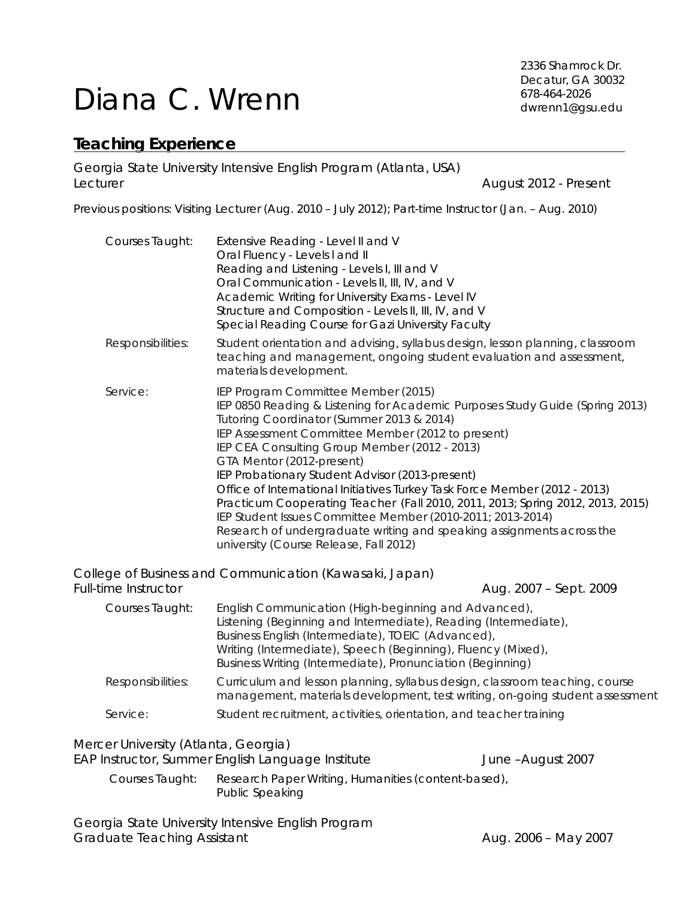# Diana C. Wrenn

2336 Shamrock Dr.
Decatur, GA 30032
678-464-2026
dwrenn1@gsu.edu

## Teaching Experience

Georgia State University Intensive English Program (Atlanta, USA)
Lecturer — August 2012 - Present

Previous positions: Visiting Lecturer (Aug. 2010 – July 2012); Part-time Instructor (Jan. – Aug. 2010)

**Courses Taught:**
Extensive Reading - Level II and V
Oral Fluency - Levels I and II
Reading and Listening - Levels I, III and V
Oral Communication - Levels II, III, IV, and V
Academic Writing for University Exams - Level IV
Structure and Composition - Levels II, III, IV, and V
Special Reading Course for Gazi University Faculty

**Responsibilities:** Student orientation and advising, syllabus design, lesson planning, classroom teaching and management, ongoing student evaluation and assessment, materials development.

**Service:**
IEP Program Committee Member (2015)
IEP 0850 Reading & Listening for Academic Purposes Study Guide (Spring 2013)
Tutoring Coordinator (Summer 2013 & 2014)
IEP Assessment Committee Member (2012 to present)
IEP CEA Consulting Group Member (2012 - 2013)
GTA Mentor (2012-present)
IEP Probationary Student Advisor (2013-present)
Office of International Initiatives Turkey Task Force Member (2012 - 2013)
Practicum Cooperating Teacher (Fall 2010, 2011, 2013; Spring 2012, 2013, 2015)
IEP Student Issues Committee Member (2010-2011; 2013-2014)
Research of undergraduate writing and speaking assignments across the university (Course Release, Fall 2012)

College of Business and Communication (Kawasaki, Japan)
Full-time Instructor — Aug. 2007 – Sept. 2009

**Courses Taught:** English Communication (High-beginning and Advanced), Listening (Beginning and Intermediate), Reading (Intermediate), Business English (Intermediate), TOEIC (Advanced), Writing (Intermediate), Speech (Beginning), Fluency (Mixed), Business Writing (Intermediate), Pronunciation (Beginning)

**Responsibilities:** Curriculum and lesson planning, syllabus design, classroom teaching, course management, materials development, test writing, on-going student assessment

**Service:** Student recruitment, activities, orientation, and teacher training

Mercer University (Atlanta, Georgia)
EAP Instructor, Summer English Language Institute — June –August 2007

**Courses Taught:** Research Paper Writing, Humanities (content-based), Public Speaking

Georgia State University Intensive English Program
Graduate Teaching Assistant — Aug. 2006 – May 2007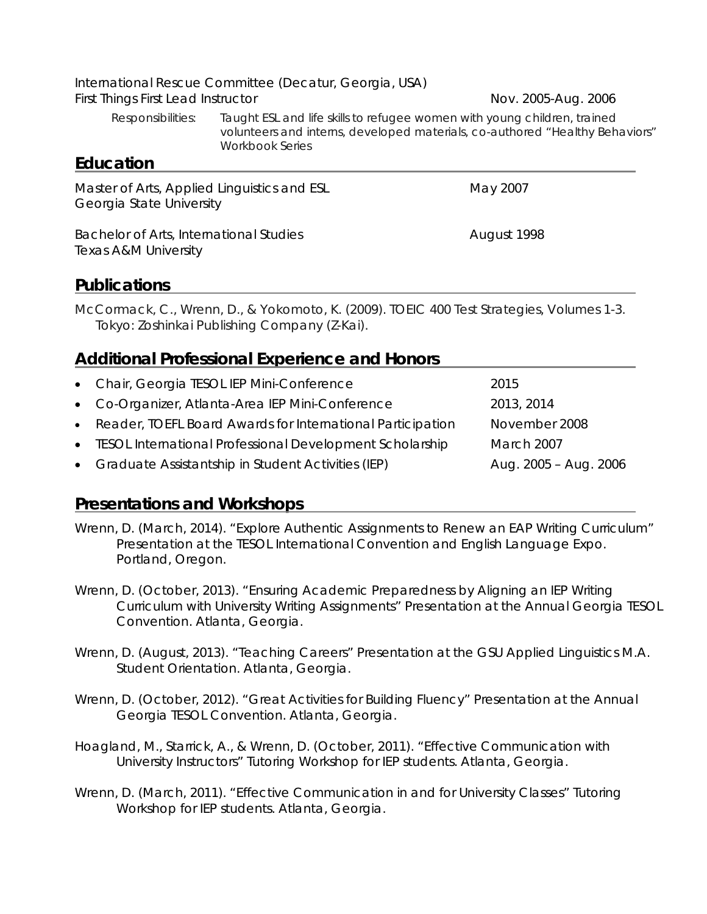International Rescue Committee (Decatur, Georgia, USA)
First Things First Lead Instructor Nov. 2005-Aug. 2006

Responsibilities: Taught ESL and life skills to refugee women with young children, trained volunteers and interns, developed materials, co-authored "Healthy Behaviors" Workbook Series

## Education

Master of Arts, Applied Linguistics and ESL — May 2007
Georgia State University

Bachelor of Arts, International Studies — August 1998
Texas A&M University

## Publications

McCormack, C., Wrenn, D., & Yokomoto, K. (2009). TOEIC 400 Test Strategies, Volumes 1-3. Tokyo: Zoshinkai Publishing Company (Z-Kai).

## Additional Professional Experience and Honors

- Chair, Georgia TESOL IEP Mini-Conference — 2015
- Co-Organizer, Atlanta-Area IEP Mini-Conference — 2013, 2014
- Reader, TOEFL Board Awards for International Participation — November 2008
- TESOL International Professional Development Scholarship — March 2007
- Graduate Assistantship in Student Activities (IEP) — Aug. 2005 – Aug. 2006

## Presentations and Workshops

Wrenn, D. (March, 2014). "Explore Authentic Assignments to Renew an EAP Writing Curriculum" Presentation at the TESOL International Convention and English Language Expo. Portland, Oregon.

Wrenn, D. (October, 2013). "Ensuring Academic Preparedness by Aligning an IEP Writing Curriculum with University Writing Assignments" Presentation at the Annual Georgia TESOL Convention. Atlanta, Georgia.

Wrenn, D. (August, 2013). "Teaching Careers" Presentation at the GSU Applied Linguistics M.A. Student Orientation. Atlanta, Georgia.

Wrenn, D. (October, 2012). "Great Activities for Building Fluency" Presentation at the Annual Georgia TESOL Convention. Atlanta, Georgia.

Hoagland, M., Starrick, A., & Wrenn, D. (October, 2011). "Effective Communication with University Instructors" Tutoring Workshop for IEP students. Atlanta, Georgia.

Wrenn, D. (March, 2011). "Effective Communication in and for University Classes" Tutoring Workshop for IEP students. Atlanta, Georgia.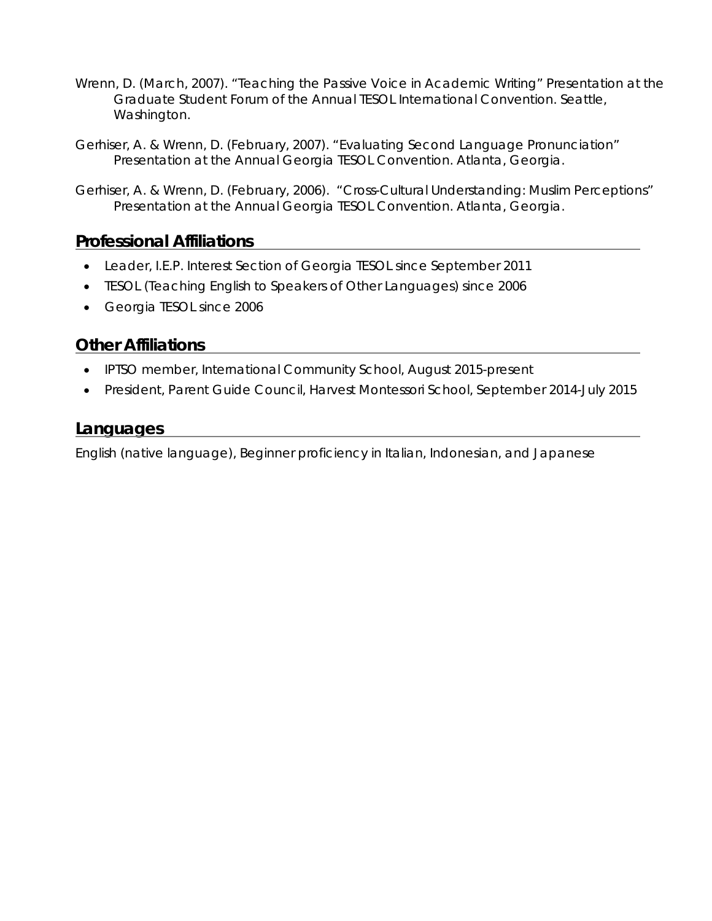Wrenn, D. (March, 2007). "Teaching the Passive Voice in Academic Writing" Presentation at the Graduate Student Forum of the Annual TESOL International Convention. Seattle, Washington.

Gerhiser, A. & Wrenn, D. (February, 2007). "Evaluating Second Language Pronunciation" Presentation at the Annual Georgia TESOL Convention. Atlanta, Georgia.

Gerhiser, A. & Wrenn, D. (February, 2006). "Cross-Cultural Understanding: Muslim Perceptions" Presentation at the Annual Georgia TESOL Convention. Atlanta, Georgia.

## Professional Affiliations

- Leader, I.E.P. Interest Section of Georgia TESOL since September 2011
- TESOL (Teaching English to Speakers of Other Languages) since 2006
- Georgia TESOL since 2006

## Other Affiliations

- IPTSO member, International Community School, August 2015-present
- President, Parent Guide Council, Harvest Montessori School, September 2014-July 2015

## Languages

English (native language), Beginner proficiency in Italian, Indonesian, and Japanese